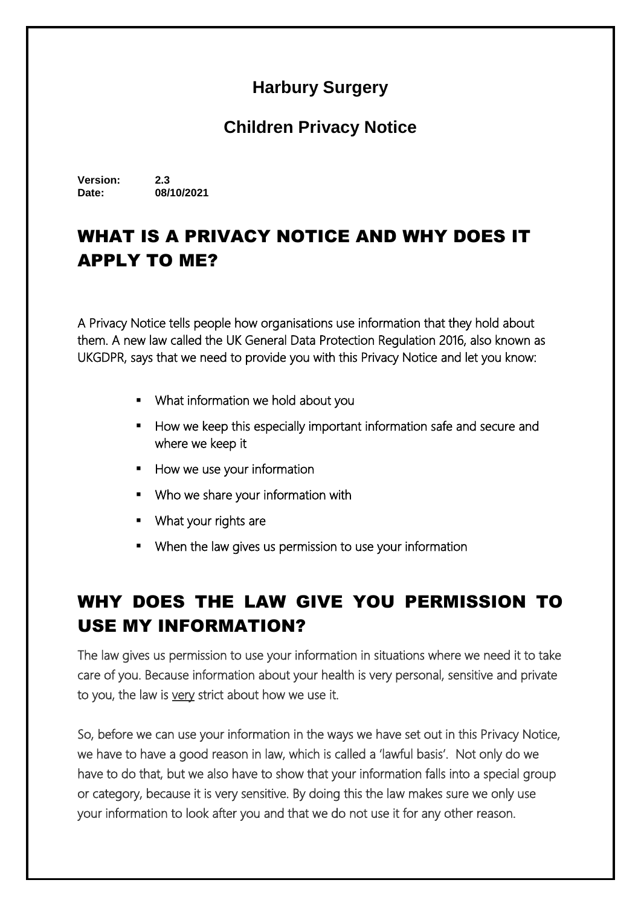# Harbury Surgery

## Children Privacy Notice

**Version:** **2.3**
**Date:** **08/10/2021**

## WHAT IS A PRIVACY NOTICE AND WHY DOES IT APPLY TO ME?

A Privacy Notice tells people how organisations use information that they hold about them. A new law called the UK General Data Protection Regulation 2016, also known as UKGDPR, says that we need to provide you with this Privacy Notice and let you know:

- What information we hold about you
- How we keep this especially important information safe and secure and where we keep it
- How we use your information
- Who we share your information with
- What your rights are
- When the law gives us permission to use your information

## WHY DOES THE LAW GIVE YOU PERMISSION TO USE MY INFORMATION?

The law gives us permission to use your information in situations where we need it to take care of you. Because information about your health is very personal, sensitive and private to you, the law is <u>very</u> strict about how we use it.

So, before we can use your information in the ways we have set out in this Privacy Notice, we have to have a good reason in law, which is called a 'lawful basis'. Not only do we have to do that, but we also have to show that your information falls into a special group or category, because it is very sensitive. By doing this the law makes sure we only use your information to look after you and that we do not use it for any other reason.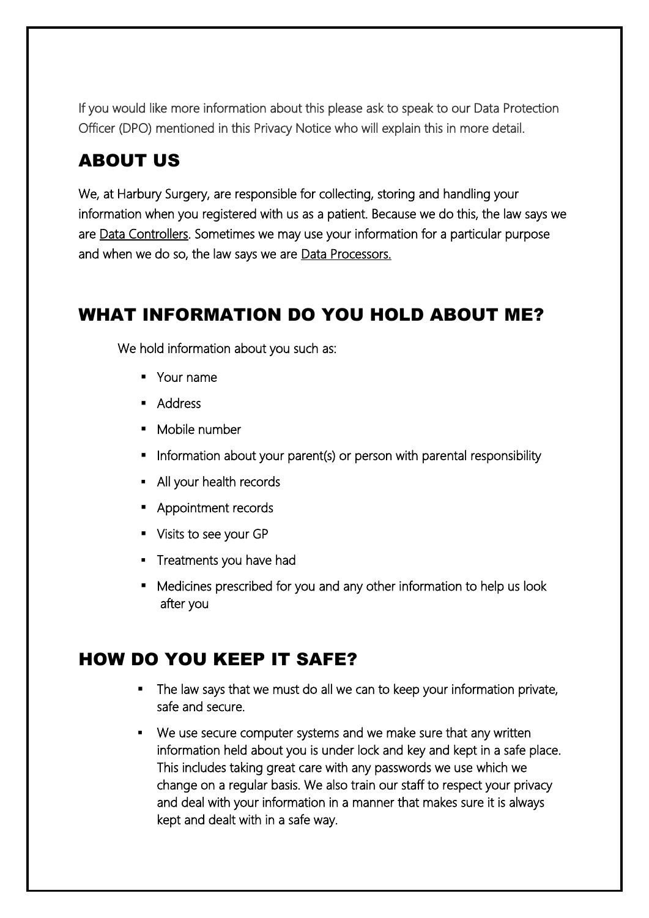If you would like more information about this please ask to speak to our Data Protection Officer (DPO) mentioned in this Privacy Notice who will explain this in more detail.

## ABOUT US

We, at Harbury Surgery, are responsible for collecting, storing and handling your information when you registered with us as a patient. Because we do this, the law says we are Data Controllers. Sometimes we may use your information for a particular purpose and when we do so, the law says we are Data Processors.

## WHAT INFORMATION DO YOU HOLD ABOUT ME?

We hold information about you such as:

- Your name
- Address
- Mobile number
- Information about your parent(s) or person with parental responsibility
- All your health records
- Appointment records
- Visits to see your GP
- Treatments you have had
- Medicines prescribed for you and any other information to help us look after you

## HOW DO YOU KEEP IT SAFE?

- The law says that we must do all we can to keep your information private, safe and secure.
- We use secure computer systems and we make sure that any written information held about you is under lock and key and kept in a safe place. This includes taking great care with any passwords we use which we change on a regular basis. We also train our staff to respect your privacy and deal with your information in a manner that makes sure it is always kept and dealt with in a safe way.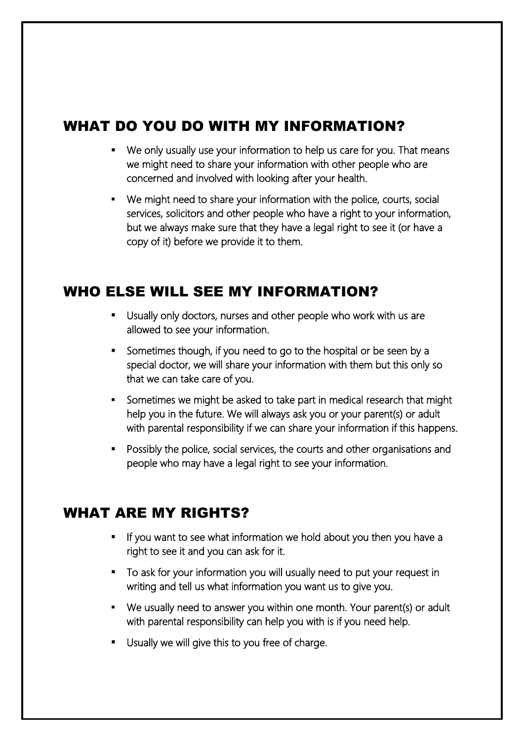## WHAT DO YOU DO WITH MY INFORMATION?

- We only usually use your information to help us care for you. That means we might need to share your information with other people who are concerned and involved with looking after your health.
- We might need to share your information with the police, courts, social services, solicitors and other people who have a right to your information, but we always make sure that they have a legal right to see it (or have a copy of it) before we provide it to them.

## WHO ELSE WILL SEE MY INFORMATION?

- Usually only doctors, nurses and other people who work with us are allowed to see your information.
- Sometimes though, if you need to go to the hospital or be seen by a special doctor, we will share your information with them but this only so that we can take care of you.
- Sometimes we might be asked to take part in medical research that might help you in the future. We will always ask you or your parent(s) or adult with parental responsibility if we can share your information if this happens.
- Possibly the police, social services, the courts and other organisations and people who may have a legal right to see your information.

## WHAT ARE MY RIGHTS?

- If you want to see what information we hold about you then you have a right to see it and you can ask for it.
- To ask for your information you will usually need to put your request in writing and tell us what information you want us to give you.
- We usually need to answer you within one month. Your parent(s) or adult with parental responsibility can help you with is if you need help.
- Usually we will give this to you free of charge.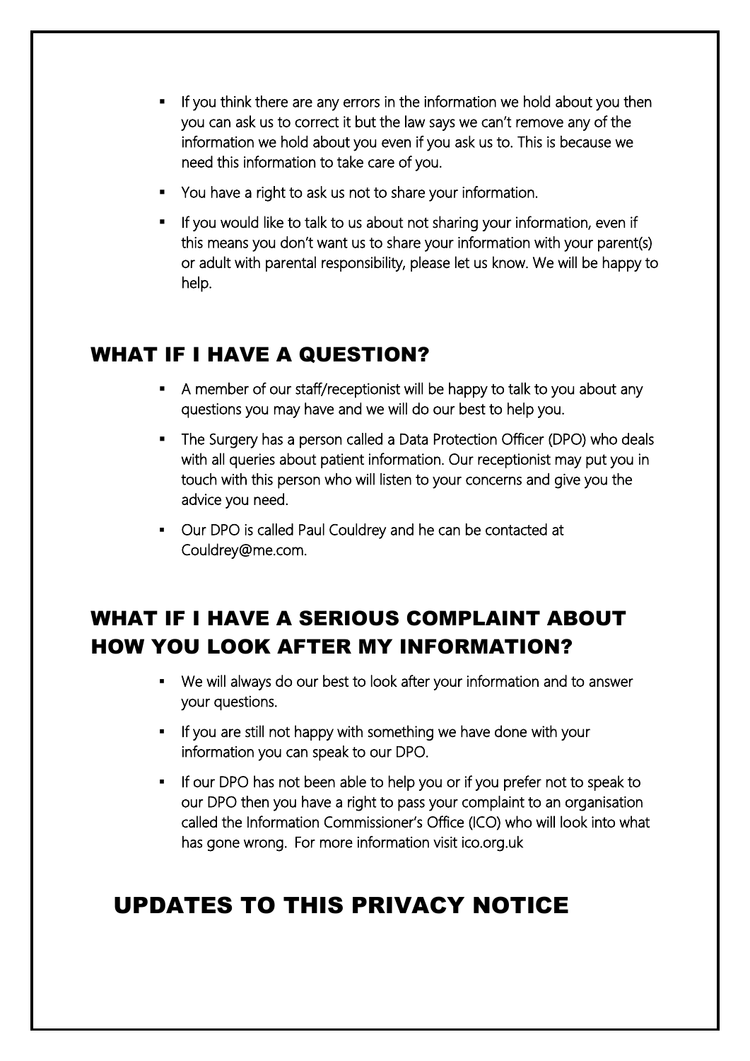- If you think there are any errors in the information we hold about you then you can ask us to correct it but the law says we can't remove any of the information we hold about you even if you ask us to. This is because we need this information to take care of you.
- You have a right to ask us not to share your information.
- If you would like to talk to us about not sharing your information, even if this means you don't want us to share your information with your parent(s) or adult with parental responsibility, please let us know. We will be happy to help.

## WHAT IF I HAVE A QUESTION?

- A member of our staff/receptionist will be happy to talk to you about any questions you may have and we will do our best to help you.
- The Surgery has a person called a Data Protection Officer (DPO) who deals with all queries about patient information. Our receptionist may put you in touch with this person who will listen to your concerns and give you the advice you need.
- Our DPO is called Paul Couldrey and he can be contacted at Couldrey@me.com.

## WHAT IF I HAVE A SERIOUS COMPLAINT ABOUT HOW YOU LOOK AFTER MY INFORMATION?

- We will always do our best to look after your information and to answer your questions.
- If you are still not happy with something we have done with your information you can speak to our DPO.
- If our DPO has not been able to help you or if you prefer not to speak to our DPO then you have a right to pass your complaint to an organisation called the Information Commissioner's Office (ICO) who will look into what has gone wrong. For more information visit ico.org.uk

## UPDATES TO THIS PRIVACY NOTICE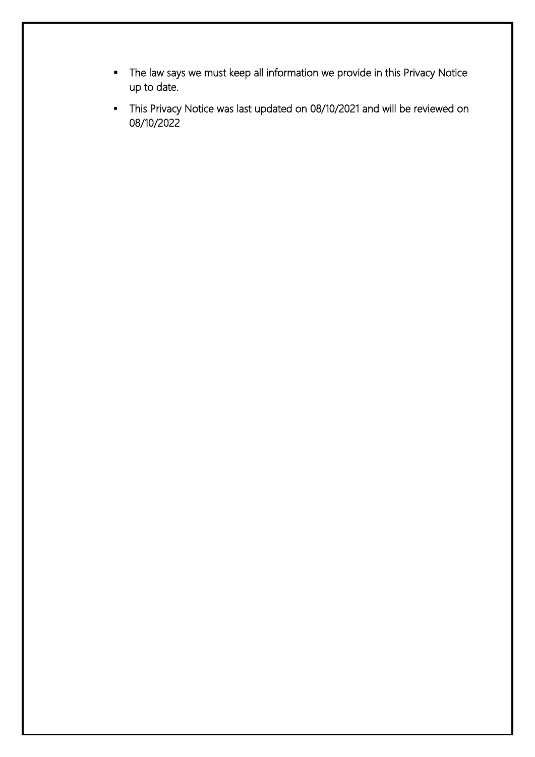- The law says we must keep all information we provide in this Privacy Notice up to date.
- This Privacy Notice was last updated on 08/10/2021 and will be reviewed on 08/10/2022